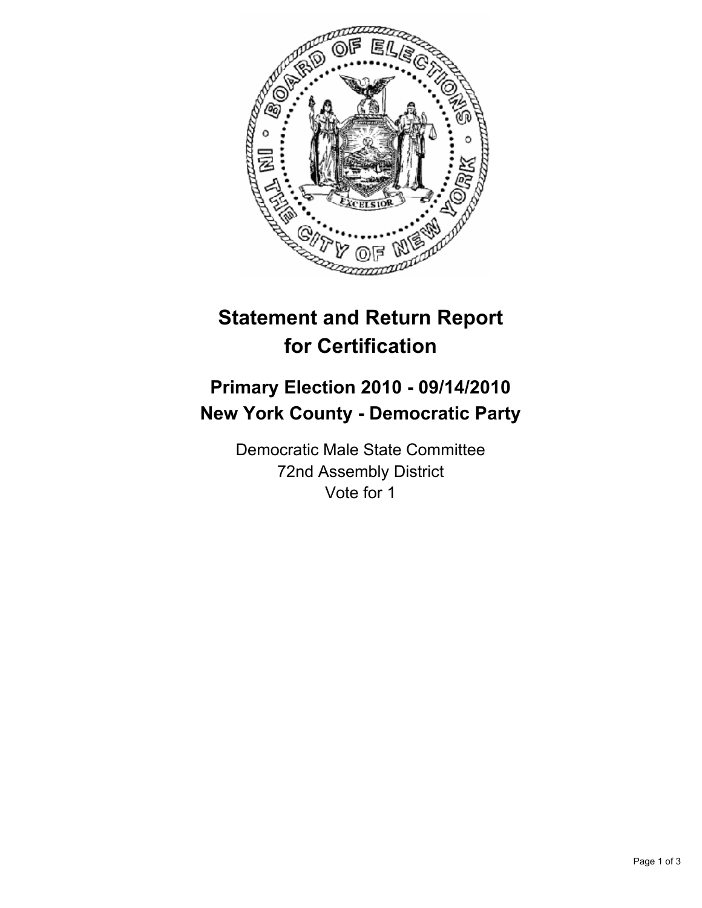# Statement and Return Report for Certification

## Primary Election 2010 - 09/14/2010
## New York County - Democratic Party

Democratic Male State Committee
72nd Assembly District
Vote for 1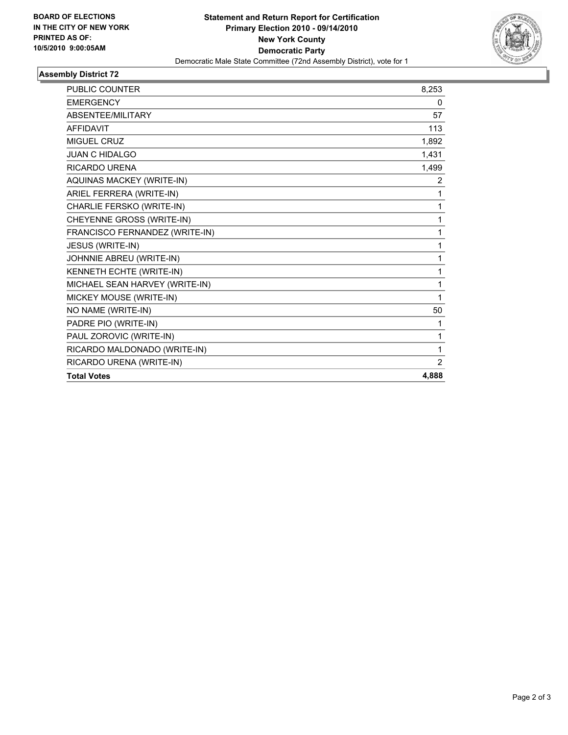**BOARD OF ELECTIONS IN THE CITY OF NEW YORK PRINTED AS OF: 10/5/2010 9:00:05AM**

# Statement and Return Report for Certification
## Primary Election 2010 - 09/14/2010
## New York County
## Democratic Party

Democratic Male State Committee (72nd Assembly District), vote for 1

### Assembly District 72

| | |
|---|---|
| PUBLIC COUNTER | 8,253 |
| EMERGENCY | 0 |
| ABSENTEE/MILITARY | 57 |
| AFFIDAVIT | 113 |
| MIGUEL CRUZ | 1,892 |
| JUAN C HIDALGO | 1,431 |
| RICARDO URENA | 1,499 |
| AQUINAS MACKEY (WRITE-IN) | 2 |
| ARIEL FERRERA (WRITE-IN) | 1 |
| CHARLIE FERSKO (WRITE-IN) | 1 |
| CHEYENNE GROSS (WRITE-IN) | 1 |
| FRANCISCO FERNANDEZ (WRITE-IN) | 1 |
| JESUS (WRITE-IN) | 1 |
| JOHNNIE ABREU (WRITE-IN) | 1 |
| KENNETH ECHTE (WRITE-IN) | 1 |
| MICHAEL SEAN HARVEY (WRITE-IN) | 1 |
| MICKEY MOUSE (WRITE-IN) | 1 |
| NO NAME (WRITE-IN) | 50 |
| PADRE PIO (WRITE-IN) | 1 |
| PAUL ZOROVIC (WRITE-IN) | 1 |
| RICARDO MALDONADO (WRITE-IN) | 1 |
| RICARDO URENA (WRITE-IN) | 2 |
| **Total Votes** | **4,888** |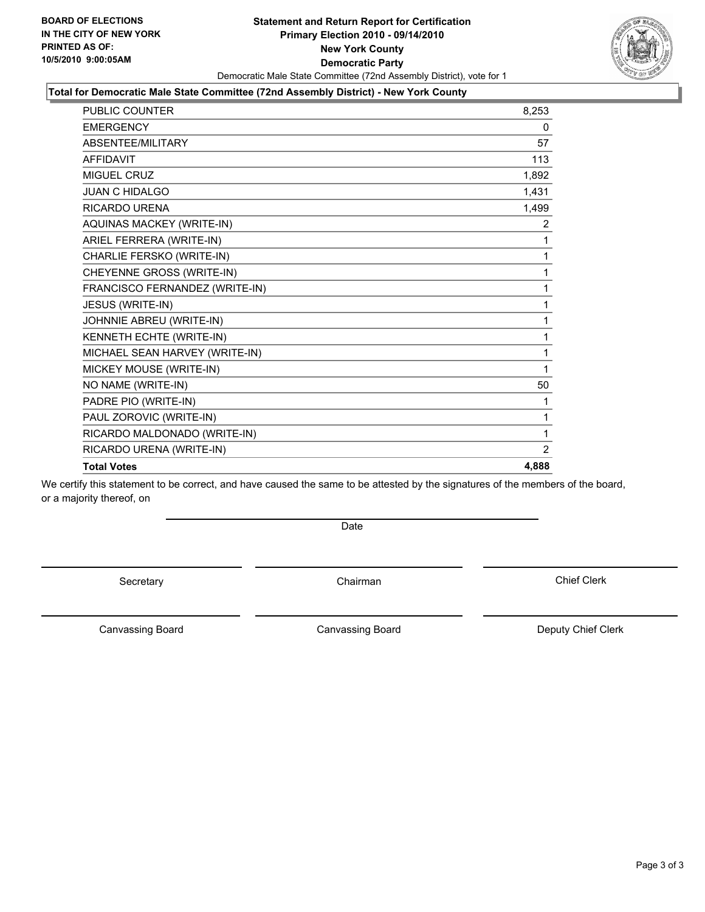**BOARD OF ELECTIONS IN THE CITY OF NEW YORK PRINTED AS OF: 10/5/2010 9:00:05AM**

**Statement and Return Report for Certification**
**Primary Election 2010 - 09/14/2010**
**New York County**
**Democratic Party**
Democratic Male State Committee (72nd Assembly District), vote for 1

**Total for Democratic Male State Committee (72nd Assembly District) - New York County**

| | |
|---|---|
| PUBLIC COUNTER | 8,253 |
| EMERGENCY | 0 |
| ABSENTEE/MILITARY | 57 |
| AFFIDAVIT | 113 |
| MIGUEL CRUZ | 1,892 |
| JUAN C HIDALGO | 1,431 |
| RICARDO URENA | 1,499 |
| AQUINAS MACKEY (WRITE-IN) | 2 |
| ARIEL FERRERA (WRITE-IN) | 1 |
| CHARLIE FERSKO (WRITE-IN) | 1 |
| CHEYENNE GROSS (WRITE-IN) | 1 |
| FRANCISCO FERNANDEZ (WRITE-IN) | 1 |
| JESUS (WRITE-IN) | 1 |
| JOHNNIE ABREU (WRITE-IN) | 1 |
| KENNETH ECHTE (WRITE-IN) | 1 |
| MICHAEL SEAN HARVEY (WRITE-IN) | 1 |
| MICKEY MOUSE (WRITE-IN) | 1 |
| NO NAME (WRITE-IN) | 50 |
| PADRE PIO (WRITE-IN) | 1 |
| PAUL ZOROVIC (WRITE-IN) | 1 |
| RICARDO MALDONADO (WRITE-IN) | 1 |
| RICARDO URENA (WRITE-IN) | 2 |
| **Total Votes** | **4,888** |

We certify this statement to be correct, and have caused the same to be attested by the signatures of the members of the board, or a majority thereof, on

Date

Secretary | Chairman | Chief Clerk

Canvassing Board | Canvassing Board | Deputy Chief Clerk